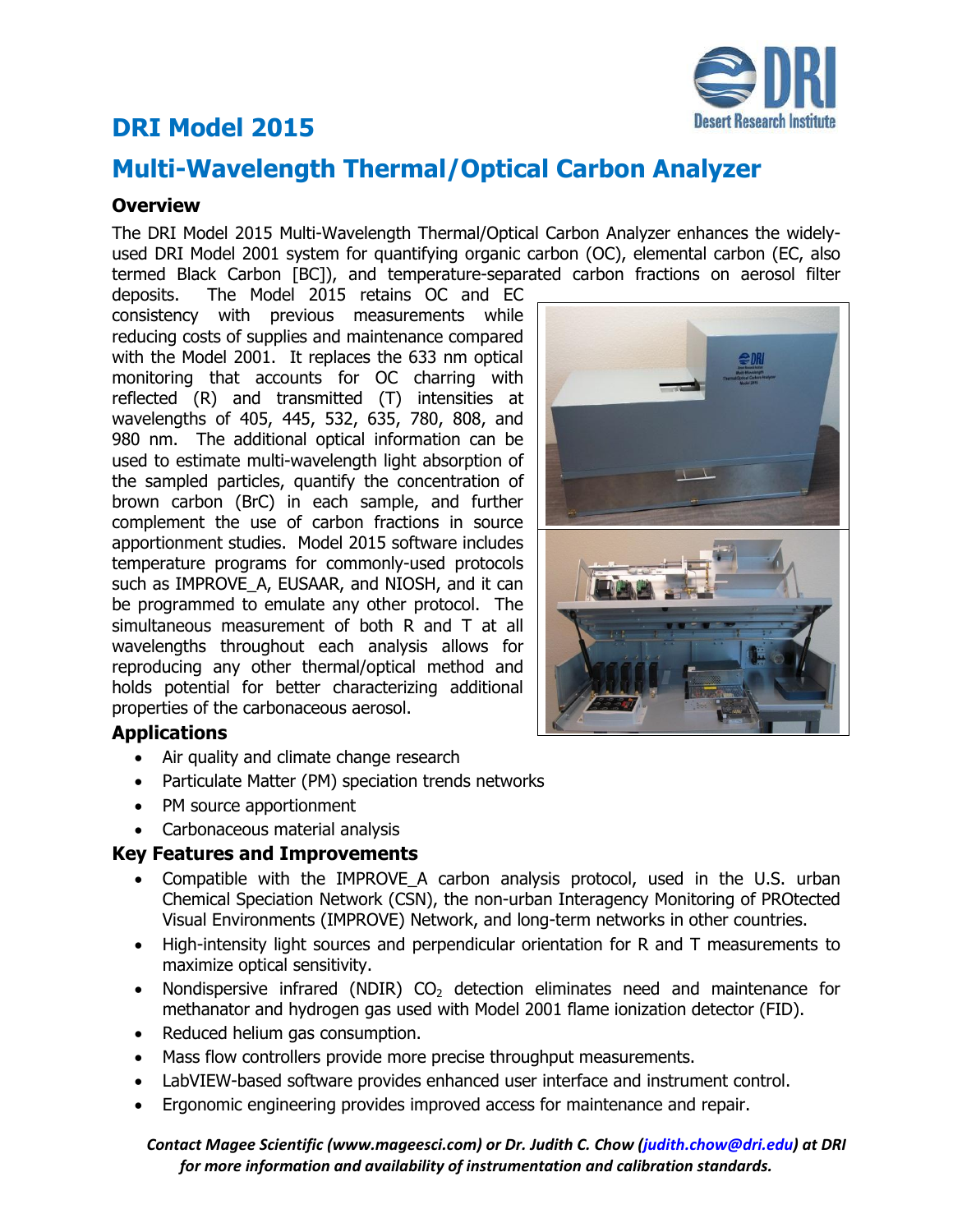# DRI Model 2015

# Multi-Wavelength Thermal/Optical Carbon Analyzer

### Overview

The DRI Model 2015 Multi-Wavelength Thermal/Optical Carbon Analyzer enhances the widely-used DRI Model 2001 system for quantifying organic carbon (OC), elemental carbon (EC, also termed Black Carbon [BC]), and temperature-separated carbon fractions on aerosol filter deposits. The Model 2015 retains OC and EC consistency with previous measurements while reducing costs of supplies and maintenance compared with the Model 2001. It replaces the 633 nm optical monitoring that accounts for OC charring with reflected (R) and transmitted (T) intensities at wavelengths of 405, 445, 532, 635, 780, 808, and 980 nm. The additional optical information can be used to estimate multi-wavelength light absorption of the sampled particles, quantify the concentration of brown carbon (BrC) in each sample, and further complement the use of carbon fractions in source apportionment studies. Model 2015 software includes temperature programs for commonly-used protocols such as IMPROVE_A, EUSAAR, and NIOSH, and it can be programmed to emulate any other protocol. The simultaneous measurement of both R and T at all wavelengths throughout each analysis allows for reproducing any other thermal/optical method and holds potential for better characterizing additional properties of the carbonaceous aerosol.

### Applications

- Air quality and climate change research
- Particulate Matter (PM) speciation trends networks
- PM source apportionment
- Carbonaceous material analysis

### Key Features and Improvements

- Compatible with the IMPROVE_A carbon analysis protocol, used in the U.S. urban Chemical Speciation Network (CSN), the non-urban Interagency Monitoring of PROtected Visual Environments (IMPROVE) Network, and long-term networks in other countries.
- High-intensity light sources and perpendicular orientation for R and T measurements to maximize optical sensitivity.
- Nondispersive infrared (NDIR) $CO_2$ detection eliminates need and maintenance for methanator and hydrogen gas used with Model 2001 flame ionization detector (FID).
- Reduced helium gas consumption.
- Mass flow controllers provide more precise throughput measurements.
- LabVIEW-based software provides enhanced user interface and instrument control.
- Ergonomic engineering provides improved access for maintenance and repair.

***Contact Magee Scientific (www.mageesci.com) or Dr. Judith C. Chow (judith.chow@dri.edu) at DRI for more information and availability of instrumentation and calibration standards.***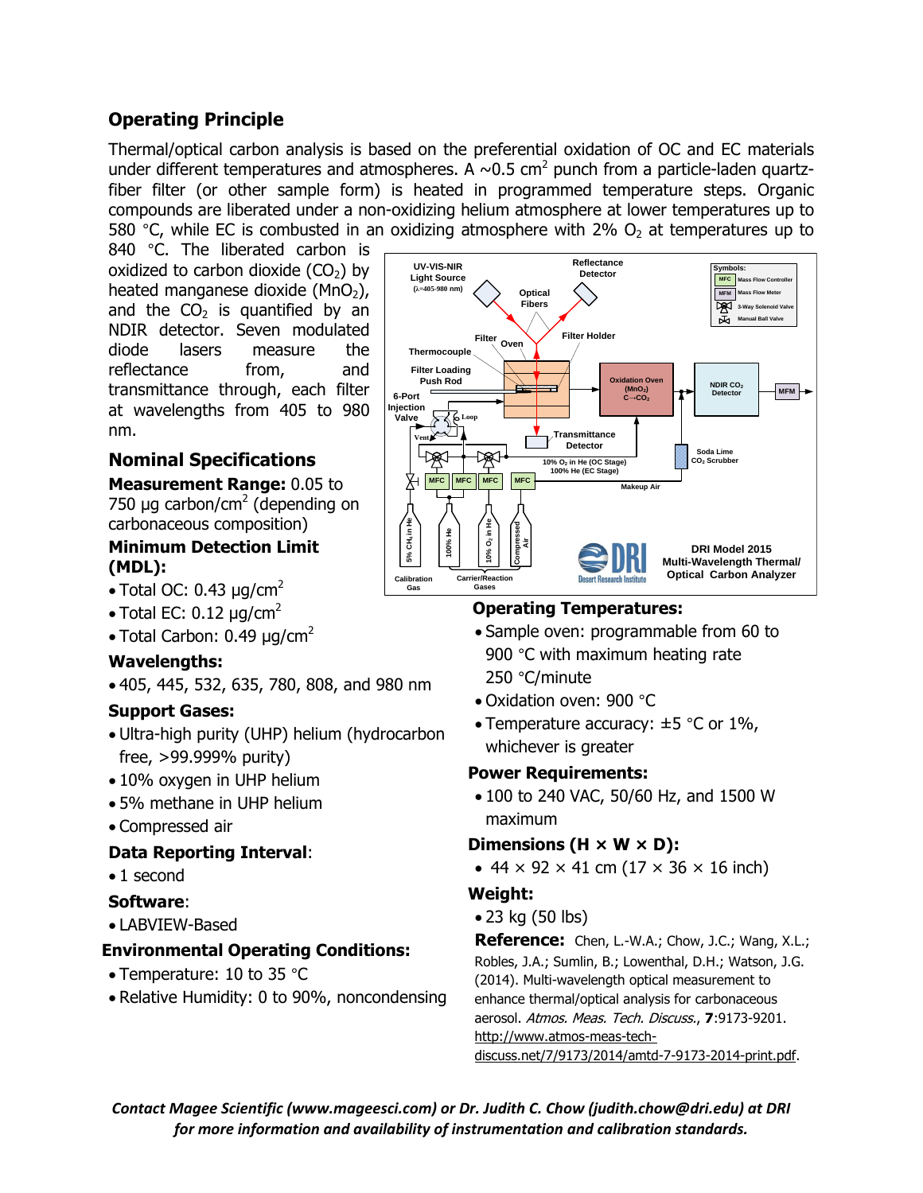## Operating Principle

Thermal/optical carbon analysis is based on the preferential oxidation of OC and EC materials under different temperatures and atmospheres. A ~0.5 $cm^2$ punch from a particle-laden quartz-fiber filter (or other sample form) is heated in programmed temperature steps. Organic compounds are liberated under a non-oxidizing helium atmosphere at lower temperatures up to 580 °C, while EC is combusted in an oxidizing atmosphere with 2% $O_2$ at temperatures up to 840 °C. The liberated carbon is oxidized to carbon dioxide ($CO_2$) by heated manganese dioxide ($MnO_2$), and the $CO_2$ is quantified by an NDIR detector. Seven modulated diode lasers measure the reflectance from, and transmittance through, each filter at wavelengths from 405 to 980 nm.

UV-VIS-NIR Light Source (λ=405-980 nm)
Reflectance Detector
Optical Fibers
Symbols:
MFC Mass Flow Controller
MFM Mass Flow Meter
3-Way Solenoid Valve
Manual Ball Valve
Filter
Oven
Filter Holder
Thermocouple
Filter Loading Push Rod
6-Port Injection Valve
Loop
Vent
Oxidation Oven ($MnO_2$) C→$CO_2$
NDIR $CO_2$ Detector
MFM
Transmittance Detector
10% $O_2$ in He (OC Stage)
100% He (EC Stage)
Soda Lime $CO_2$ Scrubber
Makeup Air
MFC MFC MFC MFC
5% $CH_4$ in He
100% He
10% $O_2$ in He
Compressed Air
Calibration Gas
Carrier/Reaction Gases
DRI Desert Research Institute
DRI Model 2015 Multi-Wavelength Thermal/ Optical Carbon Analyzer

## Nominal Specifications

**Measurement Range:** 0.05 to 750 µg carbon/$cm^2$ (depending on carbonaceous composition)

**Minimum Detection Limit (MDL):**

- Total OC: 0.43 µg/$cm^2$
- Total EC: 0.12 µg/$cm^2$
- Total Carbon: 0.49 µg/$cm^2$

**Wavelengths:**

- 405, 445, 532, 635, 780, 808, and 980 nm

**Support Gases:**

- Ultra-high purity (UHP) helium (hydrocarbon free, >99.999% purity)
- 10% oxygen in UHP helium
- 5% methane in UHP helium
- Compressed air

**Data Reporting Interval**:

- 1 second

**Software**:

- LABVIEW-Based

**Environmental Operating Conditions:**

- Temperature: 10 to 35 °C
- Relative Humidity: 0 to 90%, noncondensing

**Operating Temperatures:**

- Sample oven: programmable from 60 to 900 °C with maximum heating rate 250 °C/minute
- Oxidation oven: 900 °C
- Temperature accuracy: ±5 °C or 1%, whichever is greater

**Power Requirements:**

- 100 to 240 VAC, 50/60 Hz, and 1500 W maximum

**Dimensions (H × W × D):**

- 44 × 92 × 41 cm (17 × 36 × 16 inch)

**Weight:**

- 23 kg (50 lbs)

**Reference:** Chen, L.-W.A.; Chow, J.C.; Wang, X.L.; Robles, J.A.; Sumlin, B.; Lowenthal, D.H.; Watson, J.G. (2014). Multi-wavelength optical measurement to enhance thermal/optical analysis for carbonaceous aerosol. *Atmos. Meas. Tech. Discuss.*, **7**:9173-9201. http://www.atmos-meas-tech-discuss.net/7/9173/2014/amtd-7-9173-2014-print.pdf.

*Contact Magee Scientific (www.mageesci.com) or Dr. Judith C. Chow (judith.chow@dri.edu) at DRI for more information and availability of instrumentation and calibration standards.*